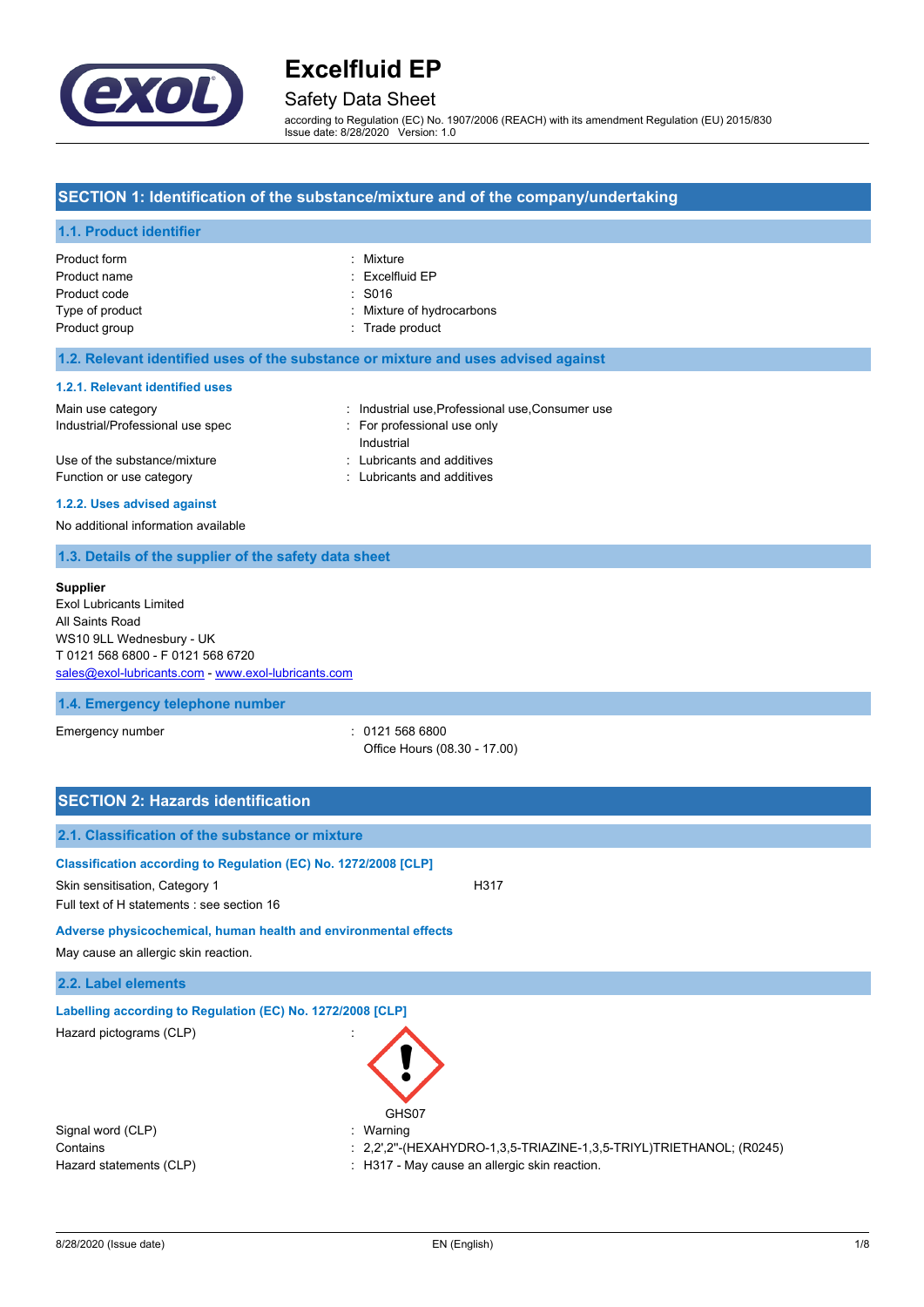# Excelfluid EP

## Safety Data Sheet

according to Regulation (EC) No. 1907/2006 (REACH) with its amendment Regulation (EU) 2015/830
Issue date: 8/28/2020 Version: 1.0

## SECTION 1: Identification of the substance/mixture and of the company/undertaking

### 1.1. Product identifier

| | |
|---|---|
| Product form | : Mixture |
| Product name | : Excelfluid EP |
| Product code | : S016 |
| Type of product | : Mixture of hydrocarbons |
| Product group | : Trade product |

### 1.2. Relevant identified uses of the substance or mixture and uses advised against

#### 1.2.1. Relevant identified uses

| | |
|---|---|
| Main use category | : Industrial use,Professional use,Consumer use |
| Industrial/Professional use spec | : For professional use only<br>Industrial |
| Use of the substance/mixture | : Lubricants and additives |
| Function or use category | : Lubricants and additives |

#### 1.2.2. Uses advised against

No additional information available

### 1.3. Details of the supplier of the safety data sheet

**Supplier**
Exol Lubricants Limited
All Saints Road
WS10 9LL Wednesbury - UK
T 0121 568 6800 - F 0121 568 6720
sales@exol-lubricants.com - www.exol-lubricants.com

### 1.4. Emergency telephone number

| | |
|---|---|
| Emergency number | : 0121 568 6800<br>Office Hours (08.30 - 17.00) |

## SECTION 2: Hazards identification

### 2.1. Classification of the substance or mixture

**Classification according to Regulation (EC) No. 1272/2008 [CLP]**

Skin sensitisation, Category 1 H317

Full text of H statements : see section 16

**Adverse physicochemical, human health and environmental effects**

May cause an allergic skin reaction.

### 2.2. Label elements

**Labelling according to Regulation (EC) No. 1272/2008 [CLP]**

| | |
|---|---|
| Hazard pictograms (CLP) | : GHS07 |
| Signal word (CLP) | : Warning |
| Contains | : 2,2',2''-(HEXAHYDRO-1,3,5-TRIAZINE-1,3,5-TRIYL)TRIETHANOL; (R0245) |
| Hazard statements (CLP) | : H317 - May cause an allergic skin reaction. |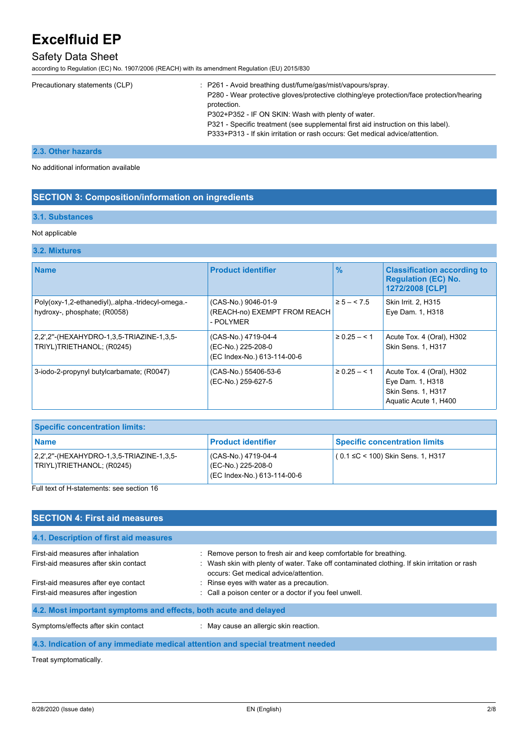| | |
|---|---|
| Precautionary statements (CLP) | : P261 - Avoid breathing dust/fume/gas/mist/vapours/spray.<br>P280 - Wear protective gloves/protective clothing/eye protection/face protection/hearing protection.<br>P302+P352 - IF ON SKIN: Wash with plenty of water.<br>P321 - Specific treatment (see supplemental first aid instruction on this label).<br>P333+P313 - If skin irritation or rash occurs: Get medical advice/attention. |

### 2.3. Other hazards

No additional information available

## SECTION 3: Composition/information on ingredients

### 3.1. Substances

Not applicable

### 3.2. Mixtures

| Name | Product identifier | % | Classification according to Regulation (EC) No. 1272/2008 [CLP] |
|---|---|---|---|
| Poly(oxy-1,2-ethanediyl),.alpha.-tridecyl-omega.-hydroxy-, phosphate; (R0058) | (CAS-No.) 9046-01-9<br>(REACH-no) EXEMPT FROM REACH - POLYMER | ≥ 5 – < 7.5 | Skin Irrit. 2, H315<br>Eye Dam. 1, H318 |
| 2,2',2''-(HEXAHYDRO-1,3,5-TRIAZINE-1,3,5-TRIYL)TRIETHANOL; (R0245) | (CAS-No.) 4719-04-4<br>(EC-No.) 225-208-0<br>(EC Index-No.) 613-114-00-6 | ≥ 0.25 – < 1 | Acute Tox. 4 (Oral), H302<br>Skin Sens. 1, H317 |
| 3-iodo-2-propynyl butylcarbamate; (R0047) | (CAS-No.) 55406-53-6<br>(EC-No.) 259-627-5 | ≥ 0.25 – < 1 | Acute Tox. 4 (Oral), H302<br>Eye Dam. 1, H318<br>Skin Sens. 1, H317<br>Aquatic Acute 1, H400 |

| Specific concentration limits: | | |
|---|---|---|
| **Name** | **Product identifier** | **Specific concentration limits** |
| 2,2',2''-(HEXAHYDRO-1,3,5-TRIAZINE-1,3,5-TRIYL)TRIETHANOL; (R0245) | (CAS-No.) 4719-04-4<br>(EC-No.) 225-208-0<br>(EC Index-No.) 613-114-00-6 | ( 0.1 ≤C < 100) Skin Sens. 1, H317 |

Full text of H-statements: see section 16

## SECTION 4: First aid measures

### 4.1. Description of first aid measures

| | |
|---|---|
| First-aid measures after inhalation | : Remove person to fresh air and keep comfortable for breathing. |
| First-aid measures after skin contact | : Wash skin with plenty of water. Take off contaminated clothing. If skin irritation or rash occurs: Get medical advice/attention. |
| First-aid measures after eye contact | : Rinse eyes with water as a precaution. |
| First-aid measures after ingestion | : Call a poison center or a doctor if you feel unwell. |

### 4.2. Most important symptoms and effects, both acute and delayed

| | |
|---|---|
| Symptoms/effects after skin contact | : May cause an allergic skin reaction. |

### 4.3. Indication of any immediate medical attention and special treatment needed

Treat symptomatically.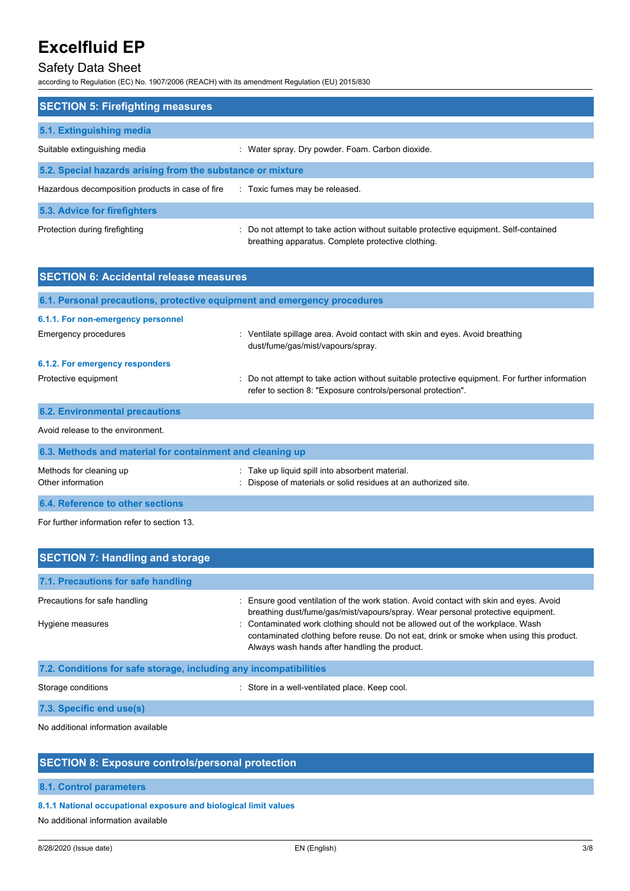## SECTION 5: Firefighting measures

### 5.1. Extinguishing media

| | |
|---|---|
| Suitable extinguishing media | : Water spray. Dry powder. Foam. Carbon dioxide. |

### 5.2. Special hazards arising from the substance or mixture

| | |
|---|---|
| Hazardous decomposition products in case of fire | : Toxic fumes may be released. |

### 5.3. Advice for firefighters

| | |
|---|---|
| Protection during firefighting | : Do not attempt to take action without suitable protective equipment. Self-contained breathing apparatus. Complete protective clothing. |

## SECTION 6: Accidental release measures

### 6.1. Personal precautions, protective equipment and emergency procedures

#### 6.1.1. For non-emergency personnel

| | |
|---|---|
| Emergency procedures | : Ventilate spillage area. Avoid contact with skin and eyes. Avoid breathing dust/fume/gas/mist/vapours/spray. |

#### 6.1.2. For emergency responders

| | |
|---|---|
| Protective equipment | : Do not attempt to take action without suitable protective equipment. For further information refer to section 8: "Exposure controls/personal protection". |

### 6.2. Environmental precautions

Avoid release to the environment.

### 6.3. Methods and material for containment and cleaning up

| | |
|---|---|
| Methods for cleaning up | : Take up liquid spill into absorbent material. |
| Other information | : Dispose of materials or solid residues at an authorized site. |

### 6.4. Reference to other sections

For further information refer to section 13.

## SECTION 7: Handling and storage

### 7.1. Precautions for safe handling

| | |
|---|---|
| Precautions for safe handling | : Ensure good ventilation of the work station. Avoid contact with skin and eyes. Avoid breathing dust/fume/gas/mist/vapours/spray. Wear personal protective equipment. |
| Hygiene measures | : Contaminated work clothing should not be allowed out of the workplace. Wash contaminated clothing before reuse. Do not eat, drink or smoke when using this product. Always wash hands after handling the product. |

### 7.2. Conditions for safe storage, including any incompatibilities

| | |
|---|---|
| Storage conditions | : Store in a well-ventilated place. Keep cool. |

### 7.3. Specific end use(s)

No additional information available

## SECTION 8: Exposure controls/personal protection

### 8.1. Control parameters

#### 8.1.1 National occupational exposure and biological limit values

No additional information available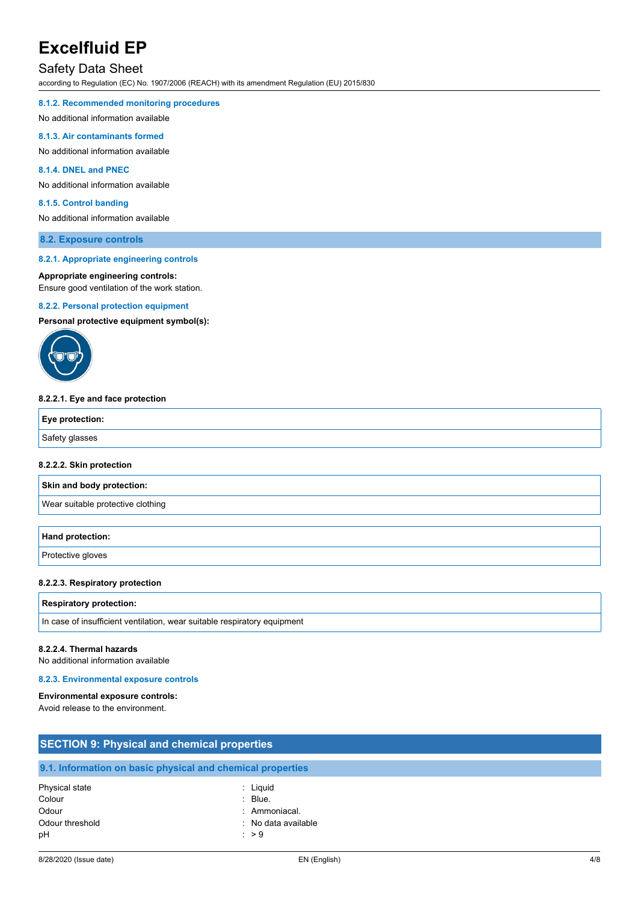#### 8.1.2. Recommended monitoring procedures

No additional information available

#### 8.1.3. Air contaminants formed

No additional information available

#### 8.1.4. DNEL and PNEC

No additional information available

#### 8.1.5. Control banding

No additional information available

### 8.2. Exposure controls

#### 8.2.1. Appropriate engineering controls

**Appropriate engineering controls:**
Ensure good ventilation of the work station.

#### 8.2.2. Personal protection equipment

**Personal protective equipment symbol(s):**

**8.2.2.1. Eye and face protection**

| Eye protection: |
|---|
| Safety glasses |

**8.2.2.2. Skin protection**

| Skin and body protection: |
|---|
| Wear suitable protective clothing |

| Hand protection: |
|---|
| Protective gloves |

**8.2.2.3. Respiratory protection**

| Respiratory protection: |
|---|
| In case of insufficient ventilation, wear suitable respiratory equipment |

**8.2.2.4. Thermal hazards**
No additional information available

#### 8.2.3. Environmental exposure controls

**Environmental exposure controls:**
Avoid release to the environment.

## SECTION 9: Physical and chemical properties

### 9.1. Information on basic physical and chemical properties

Physical state : Liquid
Colour : Blue.
Odour : Ammoniacal.
Odour threshold : No data available
pH : > 9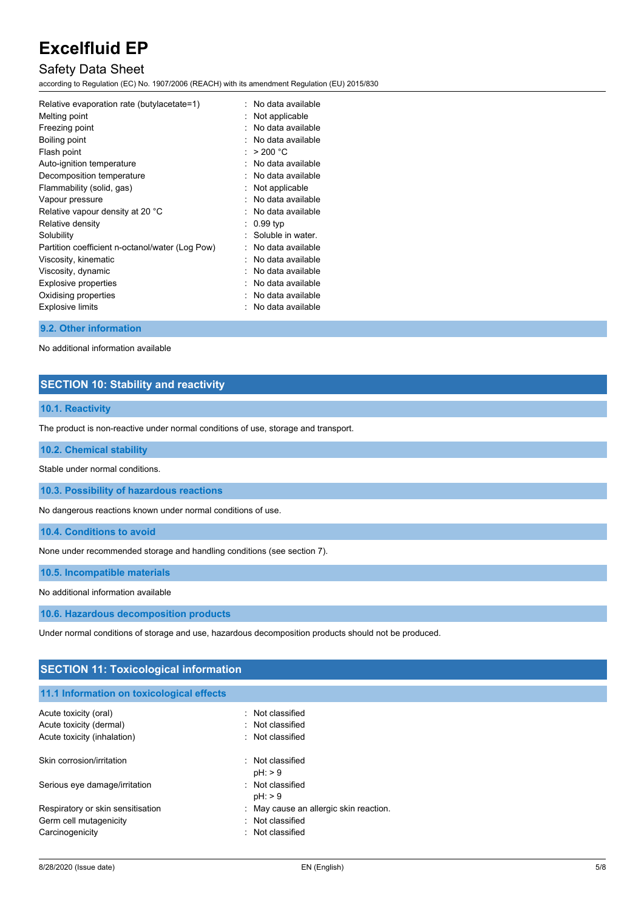| | | |
|---|---|---|
| Relative evaporation rate (butylacetate=1) | : | No data available |
| Melting point | : | Not applicable |
| Freezing point | : | No data available |
| Boiling point | : | No data available |
| Flash point | : | > 200 °C |
| Auto-ignition temperature | : | No data available |
| Decomposition temperature | : | No data available |
| Flammability (solid, gas) | : | Not applicable |
| Vapour pressure | : | No data available |
| Relative vapour density at 20 °C | : | No data available |
| Relative density | : | 0.99 typ |
| Solubility | : | Soluble in water. |
| Partition coefficient n-octanol/water (Log Pow) | : | No data available |
| Viscosity, kinematic | : | No data available |
| Viscosity, dynamic | : | No data available |
| Explosive properties | : | No data available |
| Oxidising properties | : | No data available |
| Explosive limits | : | No data available |

### 9.2. Other information

No additional information available

## SECTION 10: Stability and reactivity

### 10.1. Reactivity

The product is non-reactive under normal conditions of use, storage and transport.

### 10.2. Chemical stability

Stable under normal conditions.

### 10.3. Possibility of hazardous reactions

No dangerous reactions known under normal conditions of use.

### 10.4. Conditions to avoid

None under recommended storage and handling conditions (see section 7).

### 10.5. Incompatible materials

No additional information available

### 10.6. Hazardous decomposition products

Under normal conditions of storage and use, hazardous decomposition products should not be produced.

## SECTION 11: Toxicological information

### 11.1 Information on toxicological effects

| | | |
|---|---|---|
| Acute toxicity (oral) | : | Not classified |
| Acute toxicity (dermal) | : | Not classified |
| Acute toxicity (inhalation) | : | Not classified |
| Skin corrosion/irritation | : | Not classified<br>pH: > 9 |
| Serious eye damage/irritation | : | Not classified<br>pH: > 9 |
| Respiratory or skin sensitisation | : | May cause an allergic skin reaction. |
| Germ cell mutagenicity | : | Not classified |
| Carcinogenicity | : | Not classified |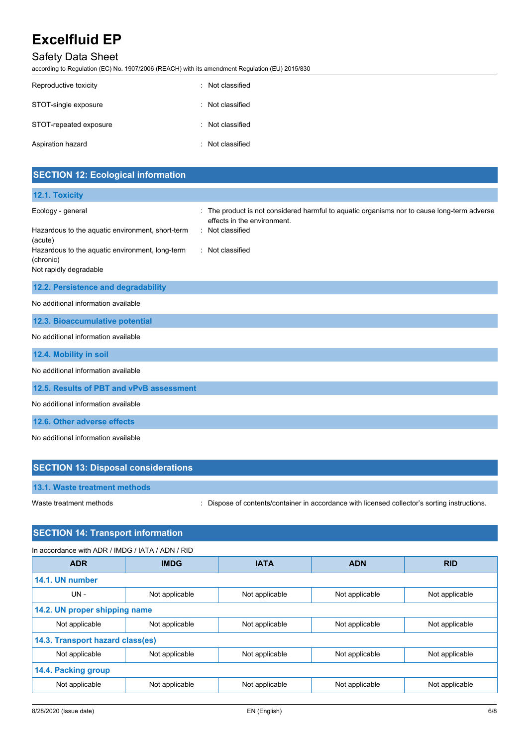| | | |
|---|---|---|
| Reproductive toxicity | : | Not classified |
| STOT-single exposure | : | Not classified |
| STOT-repeated exposure | : | Not classified |
| Aspiration hazard | : | Not classified |

## SECTION 12: Ecological information

### 12.1. Toxicity

| | | |
|---|---|---|
| Ecology - general | : | The product is not considered harmful to aquatic organisms nor to cause long-term adverse effects in the environment. |
| Hazardous to the aquatic environment, short-term (acute) | : | Not classified |
| Hazardous to the aquatic environment, long-term (chronic) | : | Not classified |

Not rapidly degradable

### 12.2. Persistence and degradability

No additional information available

### 12.3. Bioaccumulative potential

No additional information available

### 12.4. Mobility in soil

No additional information available

### 12.5. Results of PBT and vPvB assessment

No additional information available

### 12.6. Other adverse effects

No additional information available

## SECTION 13: Disposal considerations

### 13.1. Waste treatment methods

| | | |
|---|---|---|
| Waste treatment methods | : | Dispose of contents/container in accordance with licensed collector's sorting instructions. |

## SECTION 14: Transport information

In accordance with ADR / IMDG / IATA / ADN / RID

| ADR | IMDG | IATA | ADN | RID |
|---|---|---|---|---|
| **14.1. UN number** | | | | |
| UN - | Not applicable | Not applicable | Not applicable | Not applicable |
| **14.2. UN proper shipping name** | | | | |
| Not applicable | Not applicable | Not applicable | Not applicable | Not applicable |
| **14.3. Transport hazard class(es)** | | | | |
| Not applicable | Not applicable | Not applicable | Not applicable | Not applicable |
| **14.4. Packing group** | | | | |
| Not applicable | Not applicable | Not applicable | Not applicable | Not applicable |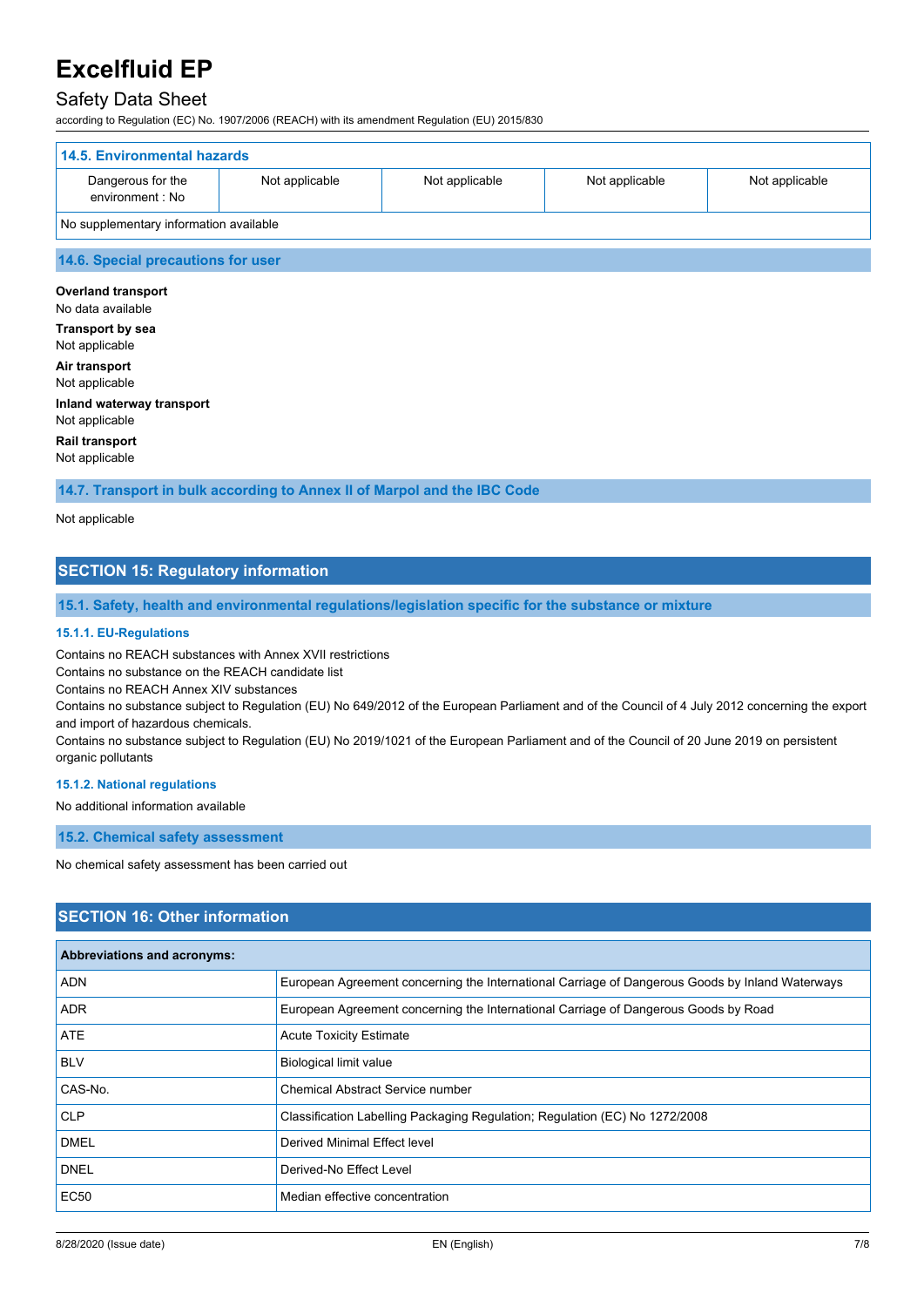### 14.5. Environmental hazards

| Dangerous for the environment : No | Not applicable | Not applicable | Not applicable | Not applicable |
|---|---|---|---|---|
| No supplementary information available | | | | |

### 14.6. Special precautions for user

**Overland transport**
No data available

**Transport by sea**
Not applicable

**Air transport**
Not applicable

**Inland waterway transport**
Not applicable

**Rail transport**
Not applicable

### 14.7. Transport in bulk according to Annex II of Marpol and the IBC Code

Not applicable

## SECTION 15: Regulatory information

### 15.1. Safety, health and environmental regulations/legislation specific for the substance or mixture

#### 15.1.1. EU-Regulations

Contains no REACH substances with Annex XVII restrictions
Contains no substance on the REACH candidate list
Contains no REACH Annex XIV substances
Contains no substance subject to Regulation (EU) No 649/2012 of the European Parliament and of the Council of 4 July 2012 concerning the export and import of hazardous chemicals.
Contains no substance subject to Regulation (EU) No 2019/1021 of the European Parliament and of the Council of 20 June 2019 on persistent organic pollutants

#### 15.1.2. National regulations

No additional information available

### 15.2. Chemical safety assessment

No chemical safety assessment has been carried out

## SECTION 16: Other information

| Abbreviations and acronyms: | |
|---|---|
| ADN | European Agreement concerning the International Carriage of Dangerous Goods by Inland Waterways |
| ADR | European Agreement concerning the International Carriage of Dangerous Goods by Road |
| ATE | Acute Toxicity Estimate |
| BLV | Biological limit value |
| CAS-No. | Chemical Abstract Service number |
| CLP | Classification Labelling Packaging Regulation; Regulation (EC) No 1272/2008 |
| DMEL | Derived Minimal Effect level |
| DNEL | Derived-No Effect Level |
| EC50 | Median effective concentration |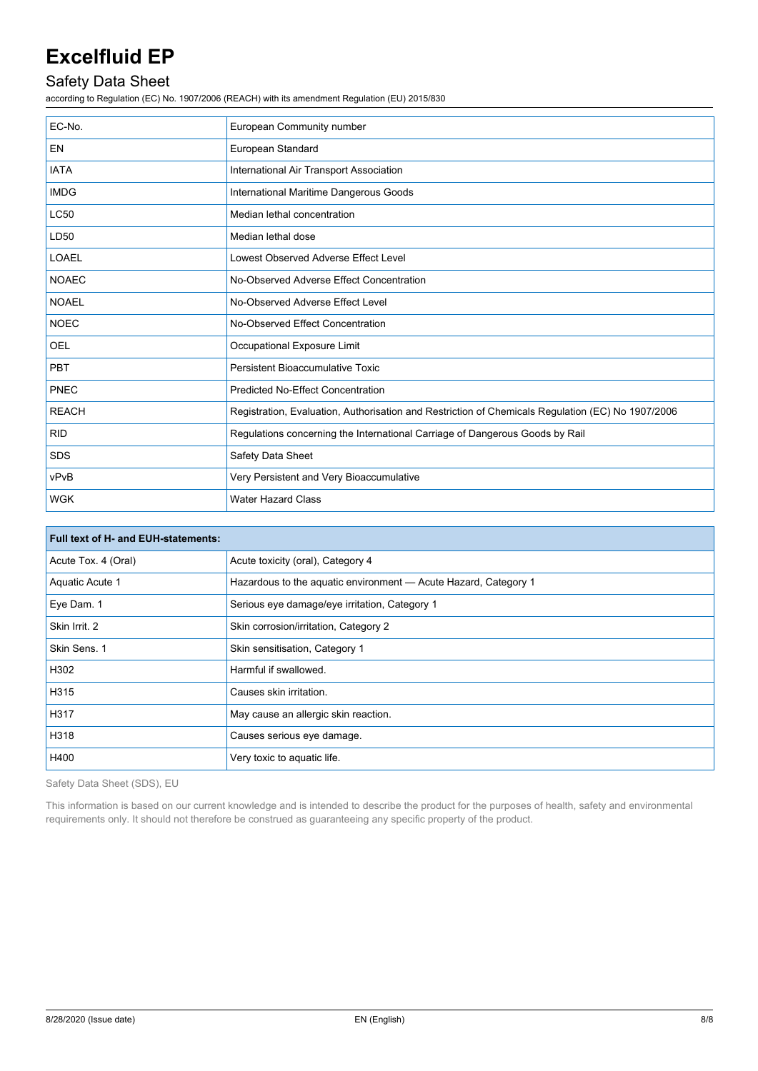| | |
|---|---|
| EC-No. | European Community number |
| EN | European Standard |
| IATA | International Air Transport Association |
| IMDG | International Maritime Dangerous Goods |
| LC50 | Median lethal concentration |
| LD50 | Median lethal dose |
| LOAEL | Lowest Observed Adverse Effect Level |
| NOAEC | No-Observed Adverse Effect Concentration |
| NOAEL | No-Observed Adverse Effect Level |
| NOEC | No-Observed Effect Concentration |
| OEL | Occupational Exposure Limit |
| PBT | Persistent Bioaccumulative Toxic |
| PNEC | Predicted No-Effect Concentration |
| REACH | Registration, Evaluation, Authorisation and Restriction of Chemicals Regulation (EC) No 1907/2006 |
| RID | Regulations concerning the International Carriage of Dangerous Goods by Rail |
| SDS | Safety Data Sheet |
| vPvB | Very Persistent and Very Bioaccumulative |
| WGK | Water Hazard Class |

| **Full text of H- and EUH-statements:** | |
|---|---|
| Acute Tox. 4 (Oral) | Acute toxicity (oral), Category 4 |
| Aquatic Acute 1 | Hazardous to the aquatic environment — Acute Hazard, Category 1 |
| Eye Dam. 1 | Serious eye damage/eye irritation, Category 1 |
| Skin Irrit. 2 | Skin corrosion/irritation, Category 2 |
| Skin Sens. 1 | Skin sensitisation, Category 1 |
| H302 | Harmful if swallowed. |
| H315 | Causes skin irritation. |
| H317 | May cause an allergic skin reaction. |
| H318 | Causes serious eye damage. |
| H400 | Very toxic to aquatic life. |

Safety Data Sheet (SDS), EU

This information is based on our current knowledge and is intended to describe the product for the purposes of health, safety and environmental requirements only. It should not therefore be construed as guaranteeing any specific property of the product.